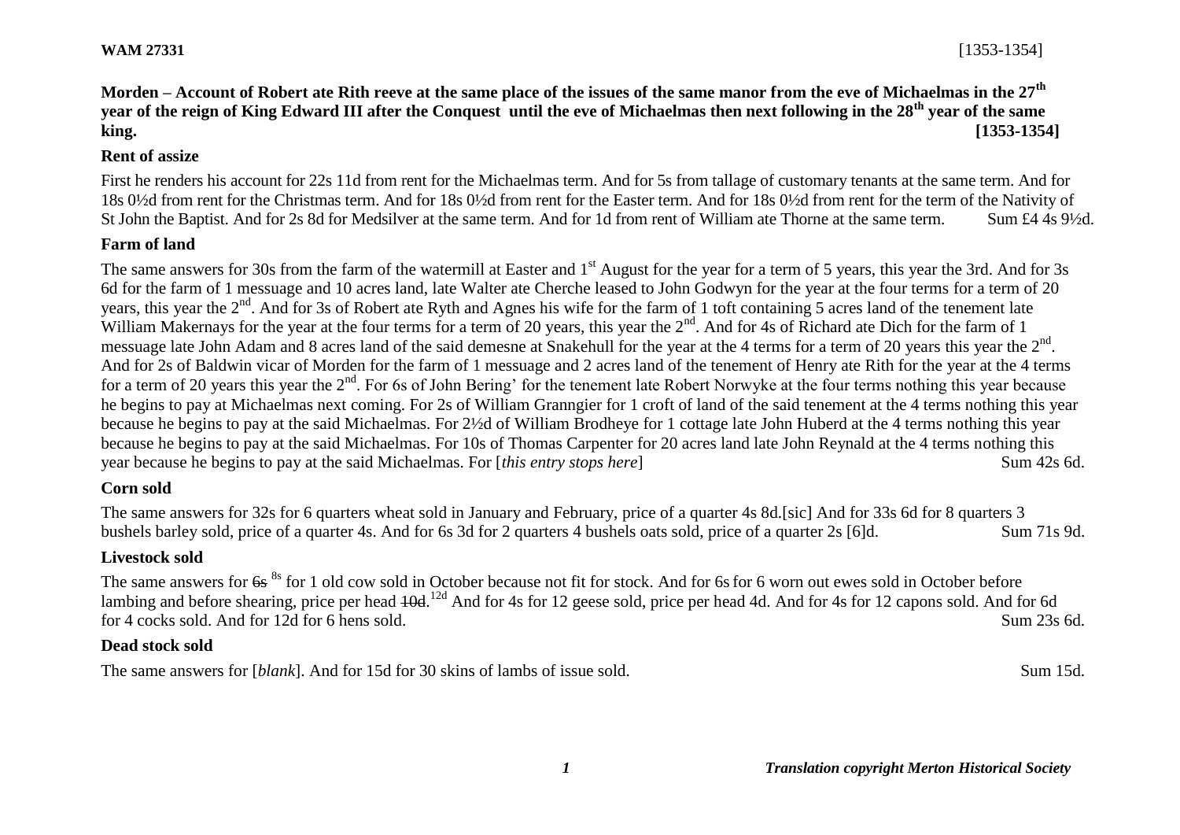**WAM 27331** [1353-1354]

**Morden – Account of Robert ate Rith reeve at the same place of the issues of the same manor from the eve of Michaelmas in the 27th year of the reign of King Edward III after the Conquest until the eve of Michaelmas then next following in the 28th year of the same king. [1353-1354]**

### Rent of assize

First he renders his account for 22s 11d from rent for the Michaelmas term. And for 5s from tallage of customary tenants at the same term. And for 18s 0½d from rent for the Christmas term. And for 18s 0½d from rent for the Easter term. And for 18s 0½d from rent for the term of the Nativity of St John the Baptist. And for 2s 8d for Medsilver at the same term. And for 1d from rent of William ate Thorne at the same term. Sum £4 4s 9½d.

### Farm of land

The same answers for 30s from the farm of the watermill at Easter and 1st August for the year for a term of 5 years, this year the 3rd. And for 3s 6d for the farm of 1 messuage and 10 acres land, late Walter ate Cherche leased to John Godwyn for the year at the four terms for a term of 20 years, this year the 2nd. And for 3s of Robert ate Ryth and Agnes his wife for the farm of 1 toft containing 5 acres land of the tenement late William Makernays for the year at the four terms for a term of 20 years, this year the 2nd. And for 4s of Richard ate Dich for the farm of 1 messuage late John Adam and 8 acres land of the said demesne at Snakehull for the year at the 4 terms for a term of 20 years this year the 2nd. And for 2s of Baldwin vicar of Morden for the farm of 1 messuage and 2 acres land of the tenement of Henry ate Rith for the year at the 4 terms for a term of 20 years this year the 2nd. For 6s of John Bering' for the tenement late Robert Norwyke at the four terms nothing this year because he begins to pay at Michaelmas next coming. For 2s of William Granngier for 1 croft of land of the said tenement at the 4 terms nothing this year because he begins to pay at the said Michaelmas. For 2½d of William Brodheye for 1 cottage late John Huberd at the 4 terms nothing this year because he begins to pay at the said Michaelmas. For 10s of Thomas Carpenter for 20 acres land late John Reynald at the 4 terms nothing this year because he begins to pay at the said Michaelmas. For [*this entry stops here*] Sum 42s 6d.

### Corn sold

The same answers for 32s for 6 quarters wheat sold in January and February, price of a quarter 4s 8d.[sic] And for 33s 6d for 8 quarters 3 bushels barley sold, price of a quarter 4s. And for 6s 3d for 2 quarters 4 bushels oats sold, price of a quarter 2s [6]d. Sum 71s 9d.

### Livestock sold

The same answers for ~~6s~~ 8s for 1 old cow sold in October because not fit for stock. And for 6s for 6 worn out ewes sold in October before lambing and before shearing, price per head ~~10d~~.12d And for 4s for 12 geese sold, price per head 4d. And for 4s for 12 capons sold. And for 6d for 4 cocks sold. And for 12d for 6 hens sold. Sum 23s 6d.

### Dead stock sold

The same answers for [*blank*]. And for 15d for 30 skins of lambs of issue sold. Sum 15d.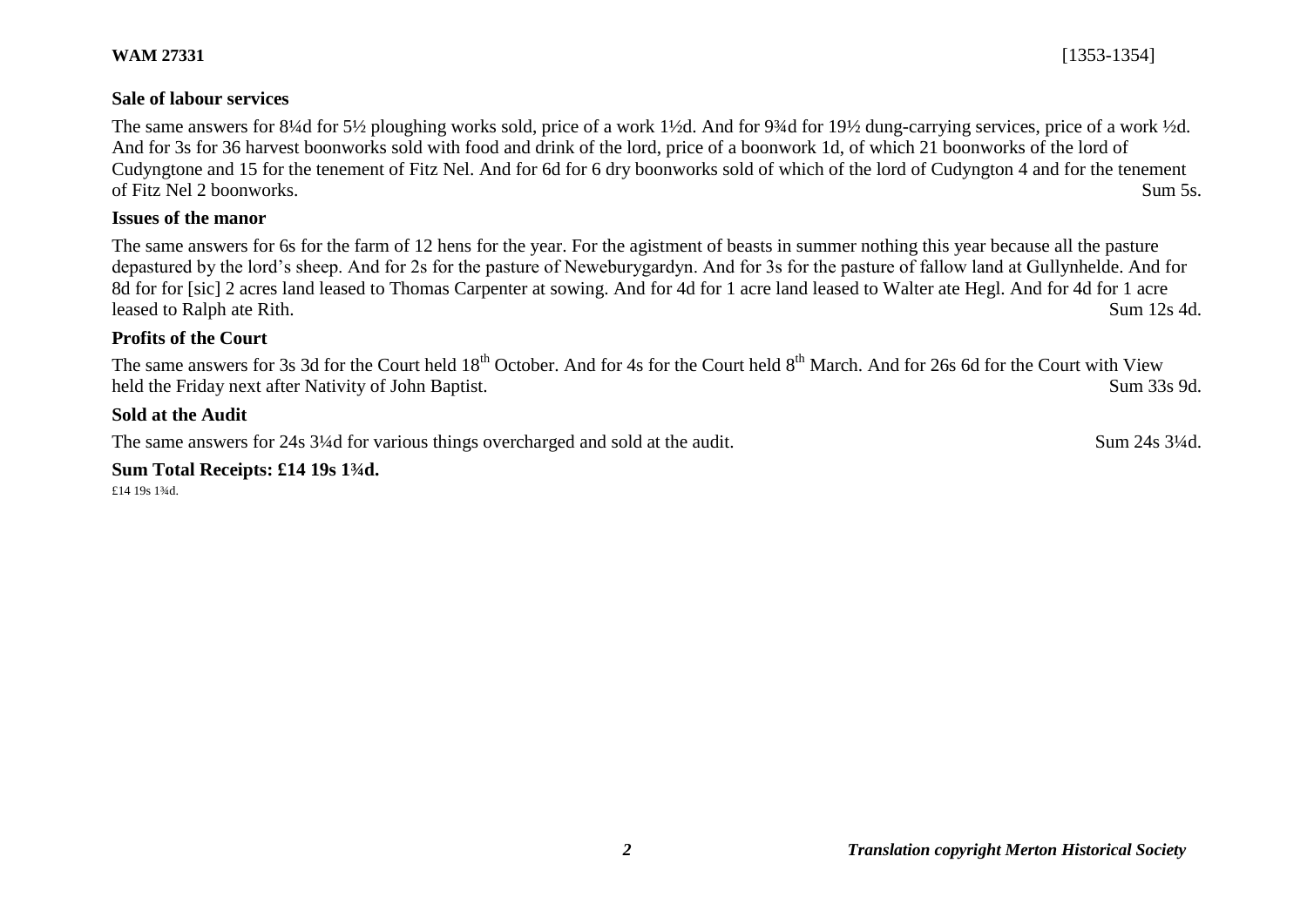### Sale of labour services

The same answers for 8¼d for 5½ ploughing works sold, price of a work 1½d. And for 9¾d for 19½ dung-carrying services, price of a work ½d. And for 3s for 36 harvest boonworks sold with food and drink of the lord, price of a boonwork 1d, of which 21 boonworks of the lord of Cudyngtone and 15 for the tenement of Fitz Nel. And for 6d for 6 dry boonworks sold of which of the lord of Cudyngton 4 and for the tenement of Fitz Nel 2 boonworks. Sum 5s.

### Issues of the manor

The same answers for 6s for the farm of 12 hens for the year. For the agistment of beasts in summer nothing this year because all the pasture depastured by the lord's sheep. And for 2s for the pasture of Neweburygardyn. And for 3s for the pasture of fallow land at Gullynhelde. And for 8d for for [sic] 2 acres land leased to Thomas Carpenter at sowing. And for 4d for 1 acre land leased to Walter ate Hegl. And for 4d for 1 acre leased to Ralph ate Rith. Sum 12s 4d.

### Profits of the Court

The same answers for 3s 3d for the Court held 18th October. And for 4s for the Court held 8th March. And for 26s 6d for the Court with View held the Friday next after Nativity of John Baptist. Sum 33s 9d.

### Sold at the Audit

The same answers for 24s 3¼d for various things overcharged and sold at the audit. Sum 24s 3¼d.

**Sum Total Receipts: £14 19s 1¾d.**

£14 19s 1¾d.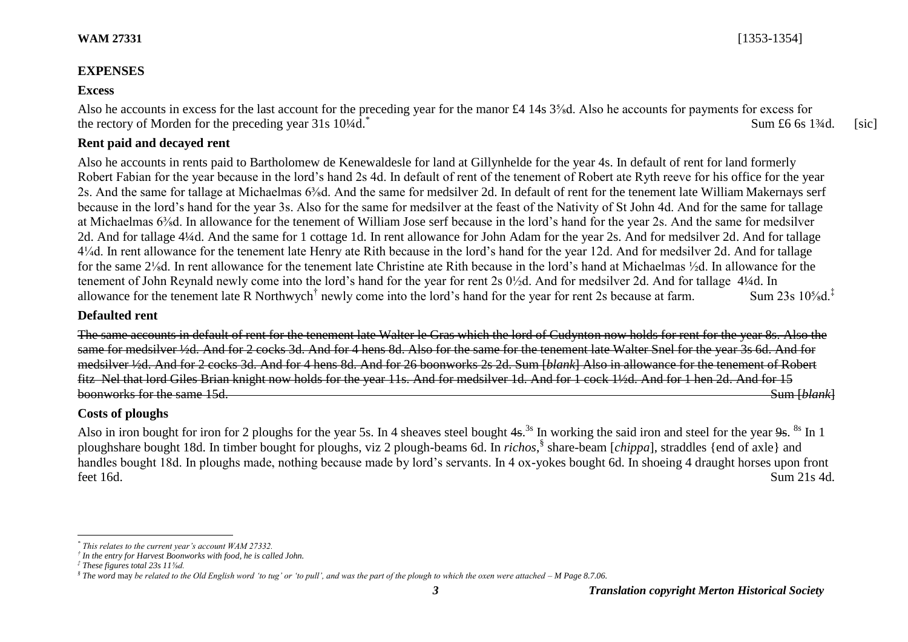**WAM 27331** [1353-1354]

## EXPENSES

### Excess

Also he accounts in excess for the last account for the preceding year for the manor £4 14s 3⅝d. Also he accounts for payments for excess for the rectory of Morden for the preceding year 31s 10¼d.* Sum £6 6s 1¾d. [sic]

### Rent paid and decayed rent

Also he accounts in rents paid to Bartholomew de Kenewaldesle for land at Gillynhelde for the year 4s. In default of rent for land formerly Robert Fabian for the year because in the lord's hand 2s 4d. In default of rent of the tenement of Robert ate Ryth reeve for his office for the year 2s. And the same for tallage at Michaelmas 6⅜d. And the same for medsilver 2d. In default of rent for the tenement late William Makernays serf because in the lord's hand for the year 3s. Also for the same for medsilver at the feast of the Nativity of St John 4d. And for the same for tallage at Michaelmas 6⅜d. In allowance for the tenement of William Jose serf because in the lord's hand for the year 2s. And the same for medsilver 2d. And for tallage 4¼d. And the same for 1 cottage 1d. In rent allowance for John Adam for the year 2s. And for medsilver 2d. And for tallage 4¼d. In rent allowance for the tenement late Henry ate Rith because in the lord's hand for the year 12d. And for medsilver 2d. And for tallage for the same 2⅛d. In rent allowance for the tenement late Christine ate Rith because in the lord's hand at Michaelmas ½d. In allowance for the tenement of John Reynald newly come into the lord's hand for the year for rent 2s 0½d. And for medsilver 2d. And for tallage 4¼d. In allowance for the tenement late R Northwych† newly come into the lord's hand for the year for rent 2s because at farm. Sum 23s 10⅝d.‡

### Defaulted rent

~~The same accounts in default of rent for the tenement late Walter le Gras which the lord of Cudynton now holds for rent for the year 8s. Also the same for medsilver ½d. And for 2 cocks 3d. And for 4 hens 8d. Also for the same for the tenement late Walter Snel for the year 3s 6d. And for medsilver ½d. And for 2 cocks 3d. And for 4 hens 8d. And for 26 boonworks 2s 2d. Sum [*blank*] Also in allowance for the tenement of Robert fitz Nel that lord Giles Brian knight now holds for the year 11s. And for medsilver 1d. And for 1 cock 1½d. And for 1 hen 2d. And for 15 boonworks for the same 15d. Sum [*blank*]~~

### Costs of ploughs

Also in iron bought for iron for 2 ploughs for the year 5s. In 4 sheaves steel bought ~~4s~~.3s In working the said iron and steel for the year ~~9s~~. 8s In 1 ploughshare bought 18d. In timber bought for ploughs, viz 2 plough-beams 6d. In *richos*,§ share-beam [*chippa*], straddles {end of axle} and handles bought 18d. In ploughs made, nothing because made by lord's servants. In 4 ox-yokes bought 6d. In shoeing 4 draught horses upon front feet 16d. Sum 21s 4d.

---

\* *This relates to the current year's account WAM 27332.*

† *In the entry for Harvest Boonworks with food, he is called John.*

‡ *These figures total 23s 11⅞d.*

§ *The word* may *be related to the Old English word 'to tug' or 'to pull', and was the part of the plough to which the oxen were attached – M Page 8.7.06.*

*Translation copyright Merton Historical Society*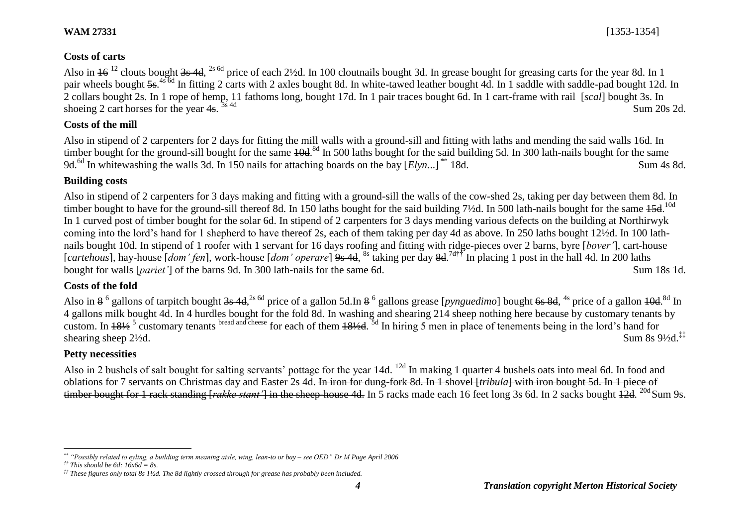## Costs of carts

Also in ~~16~~ [12] clouts bought ~~3s 4d~~, [2s 6d] price of each 2½d. In 100 cloutnails bought 3d. In grease bought for greasing carts for the year 8d. In 1 pair wheels bought ~~5s~~.[4s 6d] In fitting 2 carts with 2 axles bought 8d. In white-tawed leather bought 4d. In 1 saddle with saddle-pad bought 12d. In 2 collars bought 2s. In 1 rope of hemp, 11 fathoms long, bought 17d. In 1 pair traces bought 6d. In 1 cart-frame with rail [*scal*] bought 3s. In shoeing 2 cart horses for the year ~~4s~~. [3s 4d] Sum 20s 2d.

## Costs of the mill

Also in stipend of 2 carpenters for 2 days for fitting the mill walls with a ground-sill and fitting with laths and mending the said walls 16d. In timber bought for the ground-sill bought for the same ~~10d~~.[8d] In 500 laths bought for the said building 5d. In 300 lath-nails bought for the same ~~9d~~.[6d] In whitewashing the walls 3d. In 150 nails for attaching boards on the bay [*Elyn...*][**] 18d. Sum 4s 8d.

## Building costs

Also in stipend of 2 carpenters for 3 days making and fitting with a ground-sill the walls of the cow-shed 2s, taking per day between them 8d. In timber bought to have for the ground-sill thereof 8d. In 150 laths bought for the said building 7½d. In 500 lath-nails bought for the same ~~15d~~.[10d] In 1 curved post of timber bought for the solar 6d. In stipend of 2 carpenters for 3 days mending various defects on the building at Northirwyk coming into the lord's hand for 1 shepherd to have thereof 2s, each of them taking per day 4d as above. In 250 laths bought 12½d. In 100 lath-nails bought 10d. In stipend of 1 roofer with 1 servant for 16 days roofing and fitting with ridge-pieces over 2 barns, byre [*bover'*], cart-house [*cartehous*], hay-house [*dom' fen*], work-house [*dom' operare*] ~~9s 4d~~, [8s] taking per day ~~8d~~.[7d][††] In placing 1 post in the hall 4d. In 200 laths bought for walls [*pariet'*] of the barns 9d. In 300 lath-nails for the same 6d. Sum 18s 1d.

## Costs of the fold

Also in ~~8~~ [6] gallons of tarpitch bought ~~3s 4d~~,[2s 6d] price of a gallon 5d.In ~~8~~ [6] gallons grease [*pynguedimo*] bought ~~6s 8d~~, [4s] price of a gallon ~~10d~~.[8d] In 4 gallons milk bought 4d. In 4 hurdles bought for the fold 8d. In washing and shearing 214 sheep nothing here because by customary tenants by custom. In ~~18½~~ [5] customary tenants [bread and cheese] for each of them ~~18½d~~. [5d] In hiring 5 men in place of tenements being in the lord's hand for shearing sheep 2½d. Sum 8s 9½d.[‡‡]

## Petty necessities

Also in 2 bushels of salt bought for salting servants' pottage for the year ~~14d~~. [12d] In making 1 quarter 4 bushels oats into meal 6d. In food and oblations for 7 servants on Christmas day and Easter 2s 4d. ~~In iron for dung-fork 8d. In 1 shovel [*tribula*] with iron bought 5d. In 1 piece of timber bought for 1 rack standing [*rakke stant'*] in the sheep-house 4d.~~ In 5 racks made each 16 feet long 3s 6d. In 2 sacks bought ~~12d~~. [20d] Sum 9s.

---

[**] *"Possibly related to eyling, a building term meaning aisle, wing, lean-to or bay – see OED" Dr M Page April 2006*

[††] *This should be 6d: 16x6d = 8s.*

[‡‡] *These figures only total 8s 1½d. The 8d lightly crossed through for grease has probably been included.*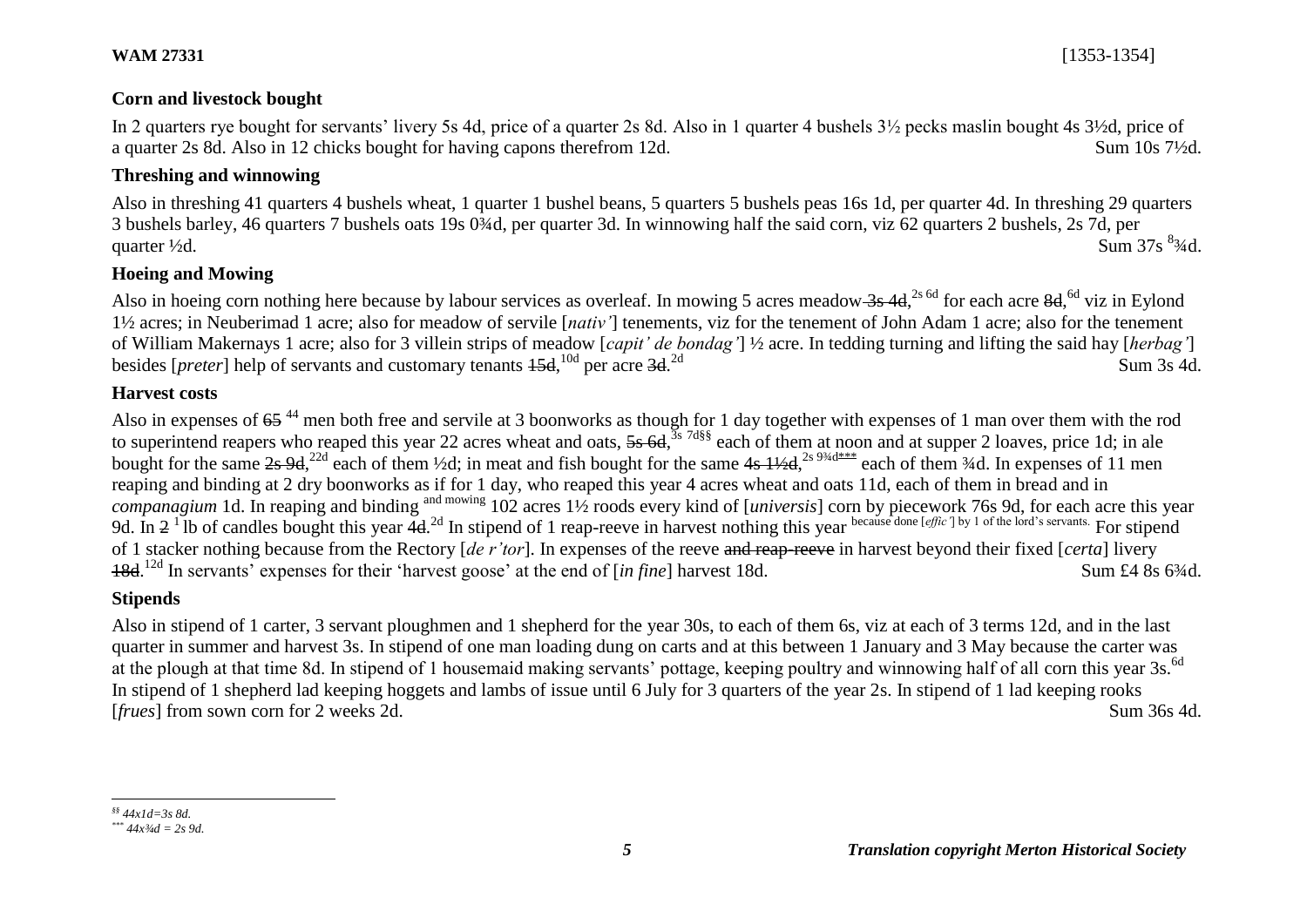## Corn and livestock bought

In 2 quarters rye bought for servants' livery 5s 4d, price of a quarter 2s 8d. Also in 1 quarter 4 bushels 3½ pecks maslin bought 4s 3½d, price of a quarter 2s 8d. Also in 12 chicks bought for having capons therefrom 12d. Sum 10s 7½d.

## Threshing and winnowing

Also in threshing 41 quarters 4 bushels wheat, 1 quarter 1 bushel beans, 5 quarters 5 bushels peas 16s 1d, per quarter 4d. In threshing 29 quarters 3 bushels barley, 46 quarters 7 bushels oats 19s 0¾d, per quarter 3d. In winnowing half the said corn, viz 62 quarters 2 bushels, 2s 7d, per quarter ½d. Sum 37s [8]¾d.

## Hoeing and Mowing

Also in hoeing corn nothing here because by labour services as overleaf. In mowing 5 acres meadow ~~3s 4d~~,[2s 6d] for each acre ~~8d~~,[6d] viz in Eylond 1½ acres; in Neuberimad 1 acre; also for meadow of servile [*nativ'*] tenements, viz for the tenement of John Adam 1 acre; also for the tenement of William Makernays 1 acre; also for 3 villein strips of meadow [*capit' de bondag'*] ½ acre. In tedding turning and lifting the said hay [*herbag'*] besides [*preter*] help of servants and customary tenants ~~15d~~,[10d] per acre ~~3d~~.[2d] Sum 3s 4d.

## Harvest costs

Also in expenses of ~~65~~ [44] men both free and servile at 3 boonworks as though for 1 day together with expenses of 1 man over them with the rod to superintend reapers who reaped this year 22 acres wheat and oats, ~~5s 6d~~,[3s 7d§§] each of them at noon and at supper 2 loaves, price 1d; in ale bought for the same ~~2s 9d~~,[22d] each of them ½d; in meat and fish bought for the same ~~4s 1½d~~,[2s 9¾d***] each of them ¾d. In expenses of 11 men reaping and binding at 2 dry boonworks as if for 1 day, who reaped this year 4 acres wheat and oats 11d, each of them in bread and in *companagium* 1d. In reaping and binding [and mowing] 102 acres 1½ roods every kind of [*universis*] corn by piecework 76s 9d, for each acre this year 9d. In ~~2~~ [1] lb of candles bought this year ~~4d~~.[2d] In stipend of 1 reap-reeve in harvest nothing this year [because done [*effic'*] by 1 of the lord's servants.] For stipend of 1 stacker nothing because from the Rectory [*de r'tor*]. In expenses of the reeve ~~and reap-reeve~~ in harvest beyond their fixed [*certa*] livery ~~18d~~.[12d] In servants' expenses for their 'harvest goose' at the end of [*in fine*] harvest 18d. Sum £4 8s 6¾d.

## Stipends

Also in stipend of 1 carter, 3 servant ploughmen and 1 shepherd for the year 30s, to each of them 6s, viz at each of 3 terms 12d, and in the last quarter in summer and harvest 3s. In stipend of one man loading dung on carts and at this between 1 January and 3 May because the carter was at the plough at that time 8d. In stipend of 1 housemaid making servants' pottage, keeping poultry and winnowing half of all corn this year 3s.[6d] In stipend of 1 shepherd lad keeping hoggets and lambs of issue until 6 July for 3 quarters of the year 2s. In stipend of 1 lad keeping rooks [*frues*] from sown corn for 2 weeks 2d. Sum 36s 4d.

---

§§ *44x1d=3s 8d.*

\*\*\* *44x¾d = 2s 9d.*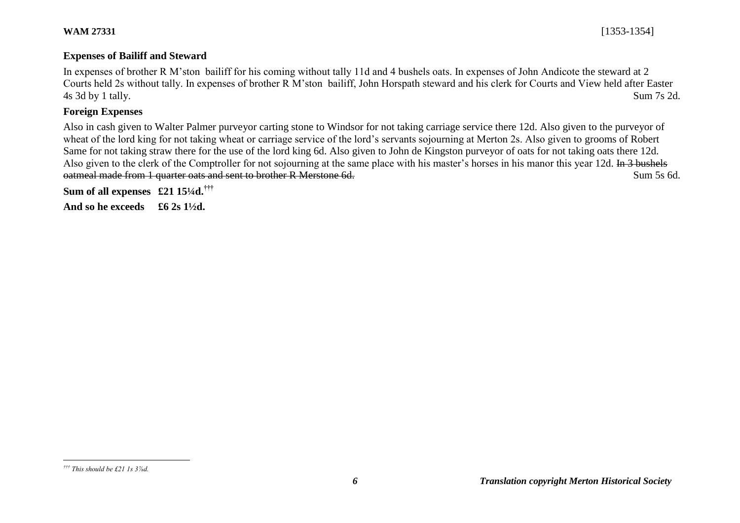### Expenses of Bailiff and Steward

In expenses of brother R M'ston bailiff for his coming without tally 11d and 4 bushels oats. In expenses of John Andicote the steward at 2 Courts held 2s without tally. In expenses of brother R M'ston bailiff, John Horspath steward and his clerk for Courts and View held after Easter 4s 3d by 1 tally. Sum 7s 2d.

### Foreign Expenses

Also in cash given to Walter Palmer purveyor carting stone to Windsor for not taking carriage service there 12d. Also given to the purveyor of wheat of the lord king for not taking wheat or carriage service of the lord's servants sojourning at Merton 2s. Also given to grooms of Robert Same for not taking straw there for the use of the lord king 6d. Also given to John de Kingston purveyor of oats for not taking oats there 12d. Also given to the clerk of the Comptroller for not sojourning at the same place with his master's horses in his manor this year 12d. ~~In 3 bushels oatmeal made from 1 quarter oats and sent to brother R Merstone 6d.~~ Sum 5s 6d.

**Sum of all expenses £21 15¼d.**[†††]

**And so he exceeds £6 2s 1½d.**

---

*[†††] This should be £21 1s 3⅞d.*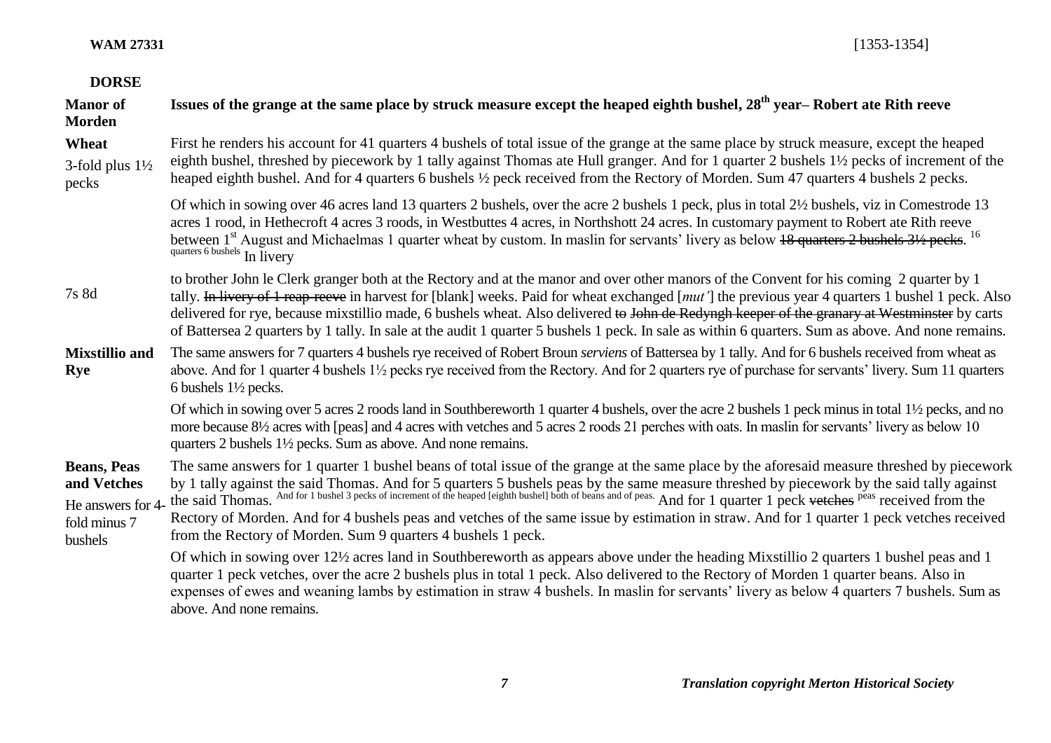**WAM 27331** [1353-1354]

**DORSE**

| | |
|---|---|
| **Manor of Morden** | **Issues of the grange at the same place by struck measure except the heaped eighth bushel, 28th year– Robert ate Rith reeve** |
| **Wheat**<br>3-fold plus 1½ pecks | First he renders his account for 41 quarters 4 bushels of total issue of the grange at the same place by struck measure, except the heaped eighth bushel, threshed by piecework by 1 tally against Thomas ate Hull granger. And for 1 quarter 2 bushels 1½ pecks of increment of the heaped eighth bushel. And for 4 quarters 6 bushels ½ peck received from the Rectory of Morden. Sum 47 quarters 4 bushels 2 pecks. |
| | Of which in sowing over 46 acres land 13 quarters 2 bushels, over the acre 2 bushels 1 peck, plus in total 2½ bushels, viz in Comestrode 13 acres 1 rood, in Hethecroft 4 acres 3 roods, in Westbuttes 4 acres, in Northshott 24 acres. In customary payment to Robert ate Rith reeve between 1st August and Michaelmas 1 quarter wheat by custom. In maslin for servants' livery as below ~~18 quarters 2 bushels 3½ pecks~~. 16 quarters 6 bushels In livery |
| 7s 8d | to brother John le Clerk granger both at the Rectory and at the manor and over other manors of the Convent for his coming 2 quarter by 1 tally. ~~In livery of 1 reap reeve~~ in harvest for [blank] weeks. Paid for wheat exchanged [*mut'*] the previous year 4 quarters 1 bushel 1 peck. Also delivered for rye, because mixstillio made, 6 bushels wheat. Also delivered ~~to John de Redyngh keeper of the granary at Westminster~~ by carts of Battersea 2 quarters by 1 tally. In sale at the audit 1 quarter 5 bushels 1 peck. In sale as within 6 quarters. Sum as above. And none remains. |
| **Mixstillio and Rye** | The same answers for 7 quarters 4 bushels rye received of Robert Broun *serviens* of Battersea by 1 tally. And for 6 bushels received from wheat as above. And for 1 quarter 4 bushels 1½ pecks rye received from the Rectory. And for 2 quarters rye of purchase for servants' livery. Sum 11 quarters 6 bushels 1½ pecks. |
| | Of which in sowing over 5 acres 2 roods land in Southbereworth 1 quarter 4 bushels, over the acre 2 bushels 1 peck minus in total 1½ pecks, and no more because 8½ acres with [peas] and 4 acres with vetches and 5 acres 2 roods 21 perches with oats. In maslin for servants' livery as below 10 quarters 2 bushels 1½ pecks. Sum as above. And none remains. |
| **Beans, Peas and Vetches**<br>He answers for 4-fold minus 7 bushels | The same answers for 1 quarter 1 bushel beans of total issue of the grange at the same place by the aforesaid measure threshed by piecework by 1 tally against the said Thomas. And for 5 quarters 5 bushels peas by the same measure threshed by piecework by the said tally against the said Thomas. And for 1 bushel 3 pecks of increment of the heaped [eighth bushel] both of beans and of peas. And for 1 quarter 1 peck ~~vetches~~ peas received from the Rectory of Morden. And for 4 bushels peas and vetches of the same issue by estimation in straw. And for 1 quarter 1 peck vetches received from the Rectory of Morden. Sum 9 quarters 4 bushels 1 peck. |
| | Of which in sowing over 12½ acres land in Southbereworth as appears above under the heading Mixstillio 2 quarters 1 bushel peas and 1 quarter 1 peck vetches, over the acre 2 bushels plus in total 1 peck. Also delivered to the Rectory of Morden 1 quarter beans. Also in expenses of ewes and weaning lambs by estimation in straw 4 bushels. In maslin for servants' livery as below 4 quarters 7 bushels. Sum as above. And none remains. |

*Translation copyright Merton Historical Society*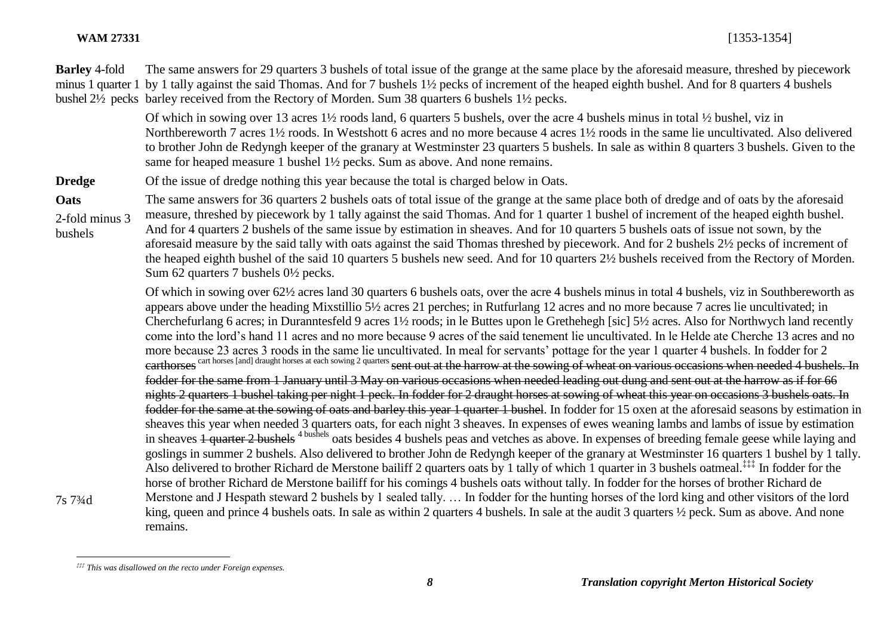**WAM 27331** [1353-1354]

**Barley** 4-fold minus 1 quarter 1 bushel 2½ pecks

The same answers for 29 quarters 3 bushels of total issue of the grange at the same place by the aforesaid measure, threshed by piecework by 1 tally against the said Thomas. And for 7 bushels 1½ pecks of increment of the heaped eighth bushel. And for 8 quarters 4 bushels barley received from the Rectory of Morden. Sum 38 quarters 6 bushels 1½ pecks.

Of which in sowing over 13 acres 1½ roods land, 6 quarters 5 bushels, over the acre 4 bushels minus in total ½ bushel, viz in Northbereworth 7 acres 1½ roods. In Westshott 6 acres and no more because 4 acres 1½ roods in the same lie uncultivated. Also delivered to brother John de Redyngh keeper of the granary at Westminster 23 quarters 5 bushels. In sale as within 8 quarters 3 bushels. Given to the same for heaped measure 1 bushel 1½ pecks. Sum as above. And none remains.

**Dredge**

Of the issue of dredge nothing this year because the total is charged below in Oats.

**Oats**

2-fold minus 3 bushels

The same answers for 36 quarters 2 bushels oats of total issue of the grange at the same place both of dredge and of oats by the aforesaid measure, threshed by piecework by 1 tally against the said Thomas. And for 1 quarter 1 bushel of increment of the heaped eighth bushel. And for 4 quarters 2 bushels of the same issue by estimation in sheaves. And for 10 quarters 5 bushels oats of issue not sown, by the aforesaid measure by the said tally with oats against the said Thomas threshed by piecework. And for 2 bushels 2½ pecks of increment of the heaped eighth bushel of the said 10 quarters 5 bushels new seed. And for 10 quarters 2½ bushels received from the Rectory of Morden. Sum 62 quarters 7 bushels 0½ pecks.

Of which in sowing over 62½ acres land 30 quarters 6 bushels oats, over the acre 4 bushels minus in total 4 bushels, viz in Southbereworth as appears above under the heading Mixstillio 5½ acres 21 perches; in Rutfurlang 12 acres and no more because 7 acres lie uncultivated; in Cherchefurlang 6 acres; in Duranntesfeld 9 acres 1½ roods; in le Buttes upon le Grethehegh [sic] 5½ acres. Also for Northwych land recently come into the lord's hand 11 acres and no more because 9 acres of the said tenement lie uncultivated. In le Helde ate Cherche 13 acres and no more because 23 acres 3 roods in the same lie uncultivated. In meal for servants' pottage for the year 1 quarter 4 bushels. In fodder for 2 ~~carthorses~~ cart horses [and] draught horses at each sowing 2 quarters ~~sent out at the harrow at the sowing of wheat on various occasions when needed 4 bushels. In fodder for the same from 1 January until 3 May on various occasions when needed leading out dung and sent out at the harrow as if for 66 nights 2 quarters 1 bushel taking per night 1 peck. In fodder for 2 draught horses at sowing of wheat this year on occasions 3 bushels oats. In fodder for the same at the sowing of oats and barley this year 1 quarter 1 bushel~~. In fodder for 15 oxen at the aforesaid seasons by estimation in sheaves this year when needed 3 quarters oats, for each night 3 sheaves. In expenses of ewes weaning lambs and lambs of issue by estimation in sheaves ~~1 quarter 2 bushels~~ 4 bushels oats besides 4 bushels peas and vetches as above. In expenses of breeding female geese while laying and goslings in summer 2 bushels. Also delivered to brother John de Redyngh keeper of the granary at Westminster 16 quarters 1 bushel by 1 tally. Also delivered to brother Richard de Merstone bailiff 2 quarters oats by 1 tally of which 1 quarter in 3 bushels oatmeal.[‡‡‡] In fodder for the horse of brother Richard de Merstone bailiff for his comings 4 bushels oats without tally. In fodder for the horses of brother Richard de Merstone and J Hespath steward 2 bushels by 1 sealed tally. … In fodder for the hunting horses of the lord king and other visitors of the lord king, queen and prince 4 bushels oats. In sale as within 2 quarters 4 bushels. In sale at the audit 3 quarters ½ peck. Sum as above. And none remains.

7s 7¾d

[‡‡‡] *This was disallowed on the recto under Foreign expenses.*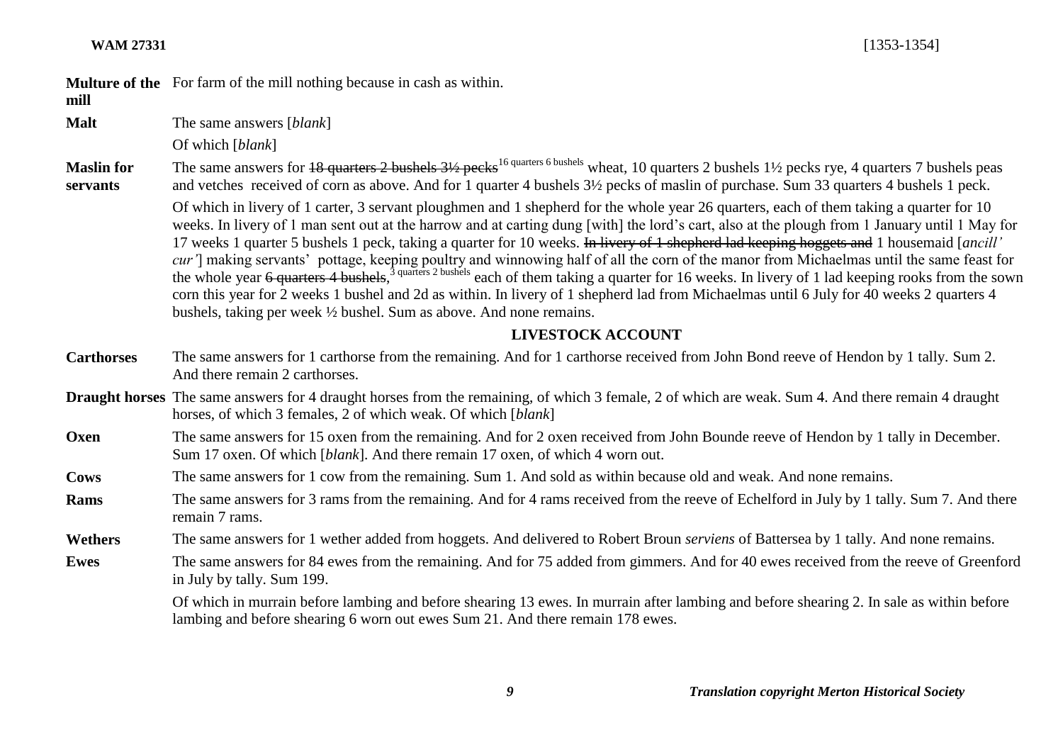**WAM 27331** [1353-1354]

| | |
|---|---|
| **Multure of the mill** | For farm of the mill nothing because in cash as within. |
| **Malt** | The same answers [*blank*] |
| | Of which [*blank*] |
| **Maslin for servants** | The same answers for ~~18 quarters 2 bushels 3½ pecks~~ [16 quarters 6 bushels] wheat, 10 quarters 2 bushels 1½ pecks rye, 4 quarters 7 bushels peas and vetches received of corn as above. And for 1 quarter 4 bushels 3½ pecks of maslin of purchase. Sum 33 quarters 4 bushels 1 peck. |
| | Of which in livery of 1 carter, 3 servant ploughmen and 1 shepherd for the whole year 26 quarters, each of them taking a quarter for 10 weeks. In livery of 1 man sent out at the harrow and at carting dung [with] the lord's cart, also at the plough from 1 January until 1 May for 17 weeks 1 quarter 5 bushels 1 peck, taking a quarter for 10 weeks. ~~In livery of 1 shepherd lad keeping hoggets and~~ 1 housemaid [*ancill' cur'*] making servants' pottage, keeping poultry and winnowing half of all the corn of the manor from Michaelmas until the same feast for the whole year ~~6 quarters 4 bushels~~, [3 quarters 2 bushels] each of them taking a quarter for 16 weeks. In livery of 1 lad keeping rooks from the sown corn this year for 2 weeks 1 bushel and 2d as within. In livery of 1 shepherd lad from Michaelmas until 6 July for 40 weeks 2 quarters 4 bushels, taking per week ½ bushel. Sum as above. And none remains. |

### LIVESTOCK ACCOUNT

| | |
|---|---|
| **Carthorses** | The same answers for 1 carthorse from the remaining. And for 1 carthorse received from John Bond reeve of Hendon by 1 tally. Sum 2. And there remain 2 carthorses. |
| **Draught horses** | The same answers for 4 draught horses from the remaining, of which 3 female, 2 of which are weak. Sum 4. And there remain 4 draught horses, of which 3 females, 2 of which weak. Of which [*blank*] |
| **Oxen** | The same answers for 15 oxen from the remaining. And for 2 oxen received from John Bounde reeve of Hendon by 1 tally in December. Sum 17 oxen. Of which [*blank*]. And there remain 17 oxen, of which 4 worn out. |
| **Cows** | The same answers for 1 cow from the remaining. Sum 1. And sold as within because old and weak. And none remains. |
| **Rams** | The same answers for 3 rams from the remaining. And for 4 rams received from the reeve of Echelford in July by 1 tally. Sum 7. And there remain 7 rams. |
| **Wethers** | The same answers for 1 wether added from hoggets. And delivered to Robert Broun *serviens* of Battersea by 1 tally. And none remains. |
| **Ewes** | The same answers for 84 ewes from the remaining. And for 75 added from gimmers. And for 40 ewes received from the reeve of Greenford in July by tally. Sum 199. |
| | Of which in murrain before lambing and before shearing 13 ewes. In murrain after lambing and before shearing 2. In sale as within before lambing and before shearing 6 worn out ewes Sum 21. And there remain 178 ewes. |

*Translation copyright Merton Historical Society*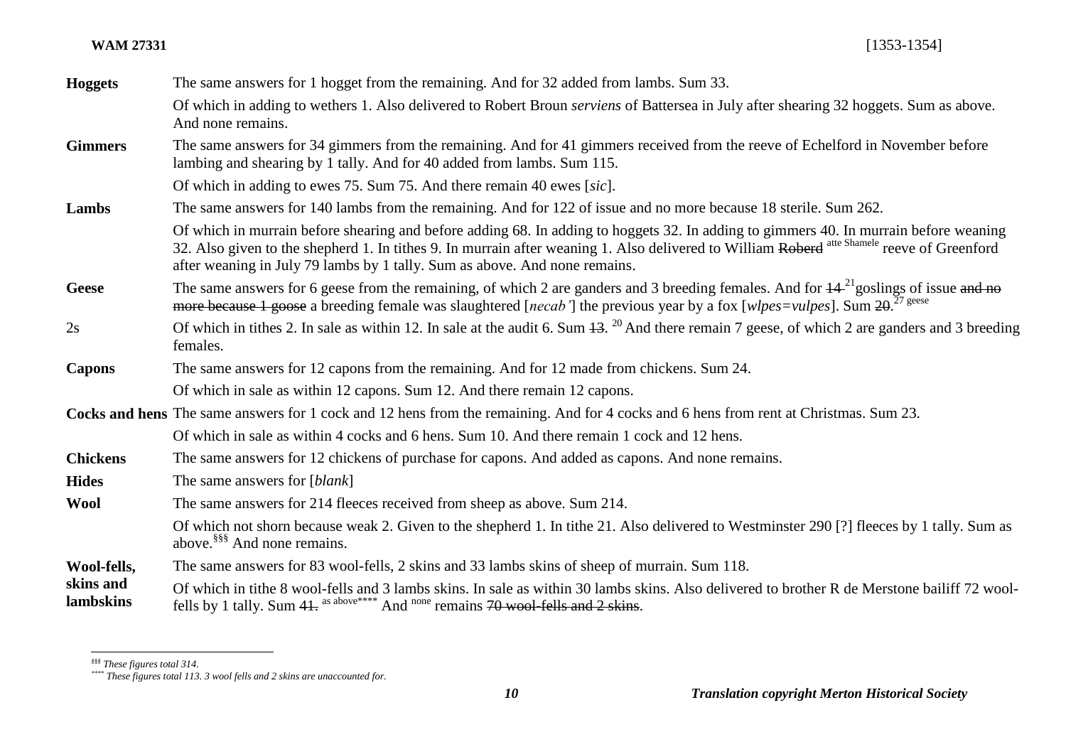| | |
|---|---|
| **Hoggets** | The same answers for 1 hogget from the remaining. And for 32 added from lambs. Sum 33. |
| | Of which in adding to wethers 1. Also delivered to Robert Broun *serviens* of Battersea in July after shearing 32 hoggets. Sum as above. And none remains. |
| **Gimmers** | The same answers for 34 gimmers from the remaining. And for 41 gimmers received from the reeve of Echelford in November before lambing and shearing by 1 tally. And for 40 added from lambs. Sum 115. |
| | Of which in adding to ewes 75. Sum 75. And there remain 40 ewes [*sic*]. |
| **Lambs** | The same answers for 140 lambs from the remaining. And for 122 of issue and no more because 18 sterile. Sum 262. |
| | Of which in murrain before shearing and before adding 68. In adding to hoggets 32. In adding to gimmers 40. In murrain before weaning 32. Also given to the shepherd 1. In tithes 9. In murrain after weaning 1. Also delivered to William ~~Roberd~~ atte Shamele reeve of Greenford after weaning in July 79 lambs by 1 tally. Sum as above. And none remains. |
| **Geese** | The same answers for 6 geese from the remaining, of which 2 are ganders and 3 breeding females. And for ~~14~~ 21 goslings of issue ~~and no more because 1 goose~~ a breeding female was slaughtered [*necab'*] the previous year by a fox [*wlpes=vulpes*]. Sum ~~20~~. 27 geese |
| 2s | Of which in tithes 2. In sale as within 12. In sale at the audit 6. Sum ~~13~~. 20 And there remain 7 geese, of which 2 are ganders and 3 breeding females. |
| **Capons** | The same answers for 12 capons from the remaining. And for 12 made from chickens. Sum 24. |
| | Of which in sale as within 12 capons. Sum 12. And there remain 12 capons. |
| **Cocks and hens** | The same answers for 1 cock and 12 hens from the remaining. And for 4 cocks and 6 hens from rent at Christmas. Sum 23. |
| | Of which in sale as within 4 cocks and 6 hens. Sum 10. And there remain 1 cock and 12 hens. |
| **Chickens** | The same answers for 12 chickens of purchase for capons. And added as capons. And none remains. |
| **Hides** | The same answers for [*blank*] |
| **Wool** | The same answers for 214 fleeces received from sheep as above. Sum 214. |
| | Of which not shorn because weak 2. Given to the shepherd 1. In tithe 21. Also delivered to Westminster 290 [?] fleeces by 1 tally. Sum as above.[§§§] And none remains. |
| **Wool-fells, skins and lambskins** | The same answers for 83 wool-fells, 2 skins and 33 lambs skins of sheep of murrain. Sum 118. |
| | Of which in tithe 8 wool-fells and 3 lambs skins. In sale as within 30 lambs skins. Also delivered to brother R de Merstone bailiff 72 wool-fells by 1 tally. Sum ~~41.~~ as above[****] And none remains ~~70 wool-fells and 2 skins~~. |

---

[§§§] *These figures total 314.*

[****] *These figures total 113. 3 wool fells and 2 skins are unaccounted for.*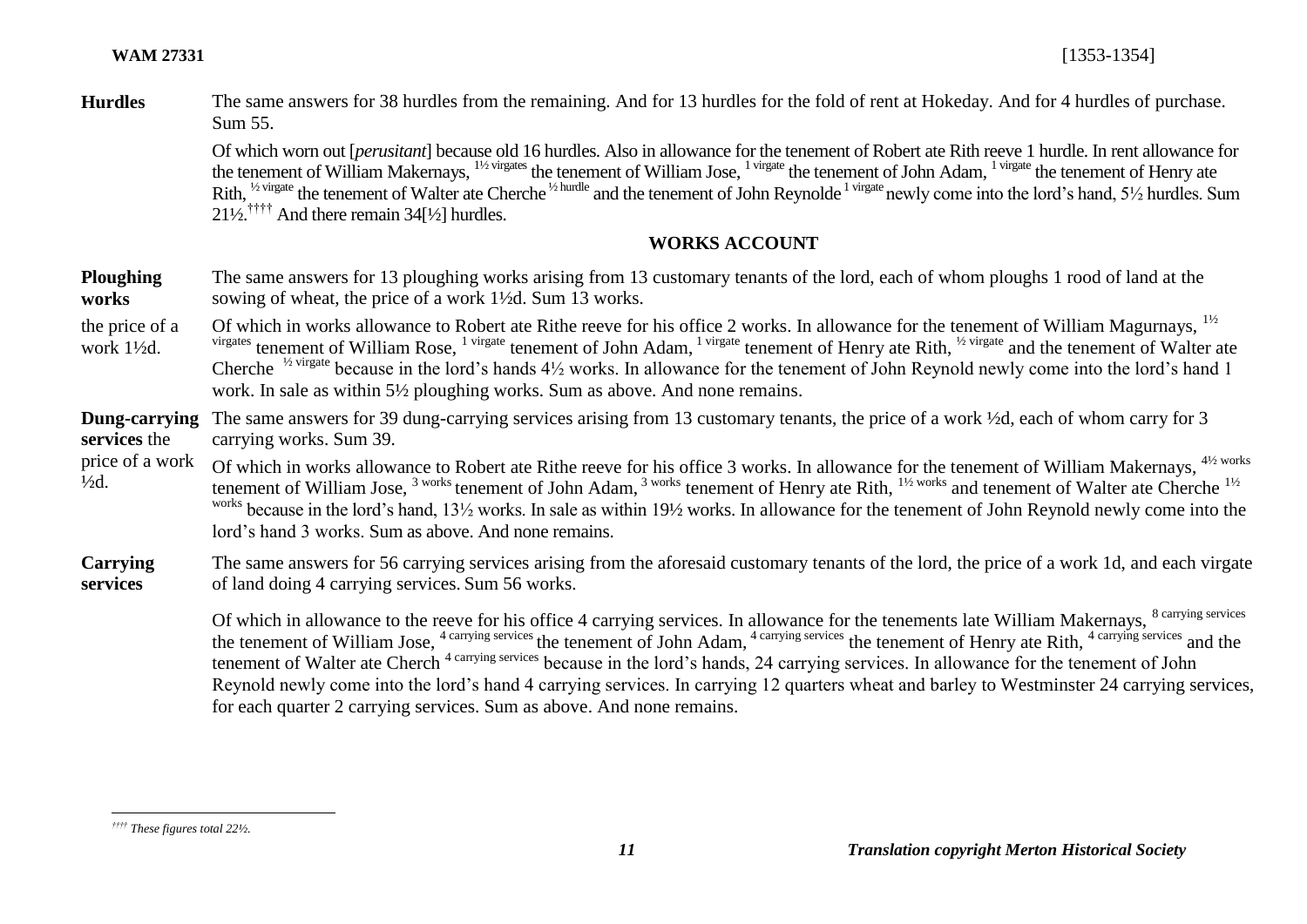**Hurdles** The same answers for 38 hurdles from the remaining. And for 13 hurdles for the fold of rent at Hokeday. And for 4 hurdles of purchase. Sum 55.

Of which worn out [*perusitant*] because old 16 hurdles. Also in allowance for the tenement of Robert ate Rith reeve 1 hurdle. In rent allowance for the tenement of William Makernays, [1½ virgates] the tenement of William Jose, [1 virgate] the tenement of John Adam, [1 virgate] the tenement of Henry ate Rith, [½ virgate] the tenement of Walter ate Cherche [½ hurdle] and the tenement of John Reynolde [1 virgate] newly come into the lord's hand, 5½ hurdles. Sum 21½.[††††] And there remain 34[½] hurdles.

## WORKS ACCOUNT

**Ploughing works** — the price of a work 1½d.

The same answers for 13 ploughing works arising from 13 customary tenants of the lord, each of whom ploughs 1 rood of land at the sowing of wheat, the price of a work 1½d. Sum 13 works.

Of which in works allowance to Robert ate Rithe reeve for his office 2 works. In allowance for the tenement of William Magurnays, [1½ virgates] tenement of William Rose, [1 virgate] tenement of John Adam, [1 virgate] tenement of Henry ate Rith, [½ virgate] and the tenement of Walter ate Cherche [½ virgate] because in the lord's hands 4½ works. In allowance for the tenement of John Reynold newly come into the lord's hand 1 work. In sale as within 5½ ploughing works. Sum as above. And none remains.

**Dung-carrying services** the price of a work ½d.

The same answers for 39 dung-carrying services arising from 13 customary tenants, the price of a work ½d, each of whom carry for 3 carrying works. Sum 39.

Of which in works allowance to Robert ate Rithe reeve for his office 3 works. In allowance for the tenement of William Makernays, [4½ works] tenement of William Jose, [3 works] tenement of John Adam, [3 works] tenement of Henry ate Rith, [1½ works] and tenement of Walter ate Cherche [1½ works] because in the lord's hand, 13½ works. In sale as within 19½ works. In allowance for the tenement of John Reynold newly come into the lord's hand 3 works. Sum as above. And none remains.

**Carrying services**

The same answers for 56 carrying services arising from the aforesaid customary tenants of the lord, the price of a work 1d, and each virgate of land doing 4 carrying services. Sum 56 works.

Of which in allowance to the reeve for his office 4 carrying services. In allowance for the tenements late William Makernays, [8 carrying services] the tenement of William Jose, [4 carrying services] the tenement of John Adam, [4 carrying services] the tenement of Henry ate Rith, [4 carrying services] and the tenement of Walter ate Cherch [4 carrying services] because in the lord's hands, 24 carrying services. In allowance for the tenement of John Reynold newly come into the lord's hand 4 carrying services. In carrying 12 quarters wheat and barley to Westminster 24 carrying services, for each quarter 2 carrying services. Sum as above. And none remains.

---

[††††] *These figures total 22½.*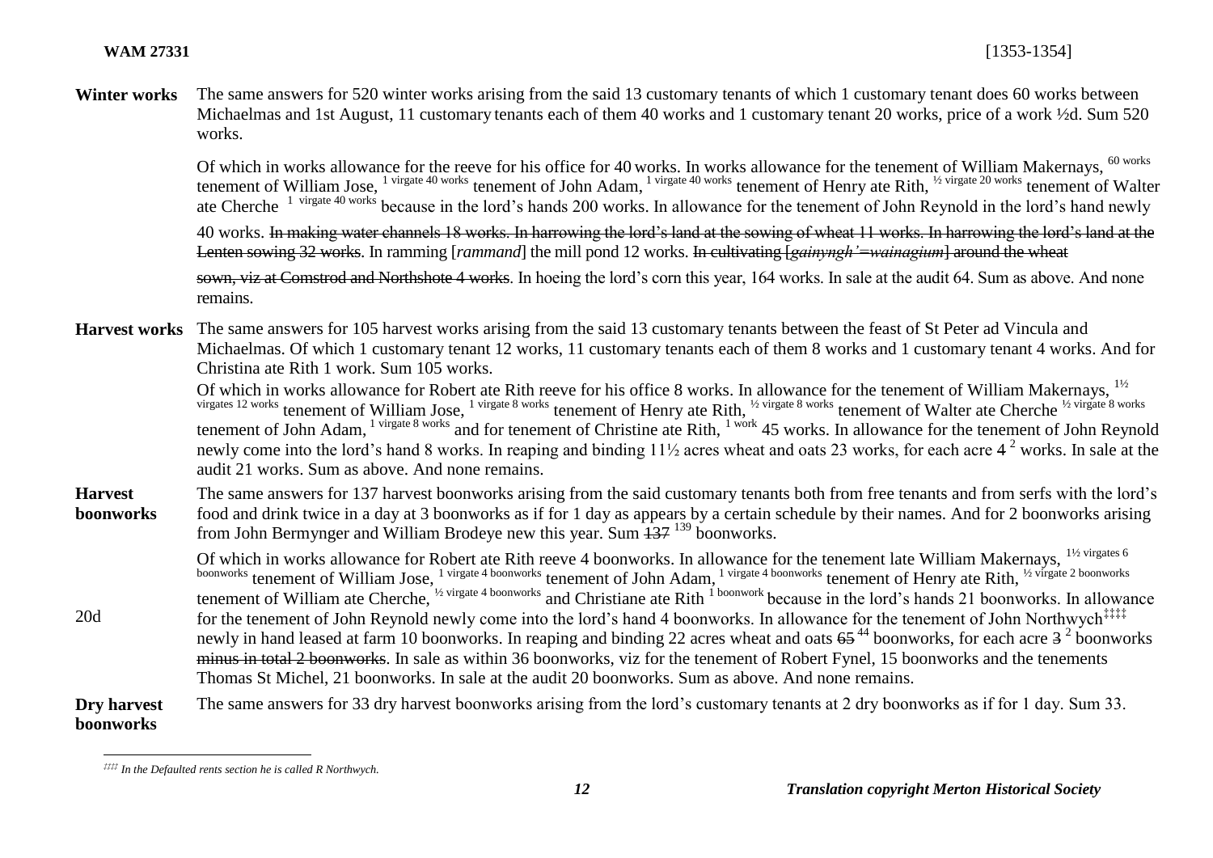**Winter works** The same answers for 520 winter works arising from the said 13 customary tenants of which 1 customary tenant does 60 works between Michaelmas and 1st August, 11 customary tenants each of them 40 works and 1 customary tenant 20 works, price of a work ½d. Sum 520 works.

Of which in works allowance for the reeve for his office for 40 works. In works allowance for the tenement of William Makernays, [60 works] tenement of William Jose, [1 virgate 40 works] tenement of John Adam, [1 virgate 40 works] tenement of Henry ate Rith, [½ virgate 20 works] tenement of Walter ate Cherche [1 virgate 40 works] because in the lord's hands 200 works. In allowance for the tenement of John Reynold in the lord's hand newly 40 works. ~~In making water channels 18 works. In harrowing the lord's land at the sowing of wheat 11 works. In harrowing the lord's land at the Lenten sowing 32 works~~. In ramming [*rammand*] the mill pond 12 works. ~~In cultivating [*gainyngh'=wainagium*] around the wheat sown, viz at Comstrod and Northshote 4 works~~. In hoeing the lord's corn this year, 164 works. In sale at the audit 64. Sum as above. And none remains.

**Harvest works** The same answers for 105 harvest works arising from the said 13 customary tenants between the feast of St Peter ad Vincula and Michaelmas. Of which 1 customary tenant 12 works, 11 customary tenants each of them 8 works and 1 customary tenant 4 works. And for Christina ate Rith 1 work. Sum 105 works.

Of which in works allowance for Robert ate Rith reeve for his office 8 works. In allowance for the tenement of William Makernays, [1½ virgates 12 works] tenement of William Jose, [1 virgate 8 works] tenement of Henry ate Rith, [½ virgate 8 works] tenement of Walter ate Cherche [½ virgate 8 works] tenement of John Adam, [1 virgate 8 works] and for tenement of Christine ate Rith, [1 work] 45 works. In allowance for the tenement of John Reynold newly come into the lord's hand 8 works. In reaping and binding 11½ acres wheat and oats 23 works, for each acre 4 [2] works. In sale at the audit 21 works. Sum as above. And none remains.

**Harvest boonworks** The same answers for 137 harvest boonworks arising from the said customary tenants both from free tenants and from serfs with the lord's food and drink twice in a day at 3 boonworks as if for 1 day as appears by a certain schedule by their names. And for 2 boonworks arising from John Bermynger and William Brodeye new this year. Sum ~~137~~ [139] boonworks.

Of which in works allowance for Robert ate Rith reeve 4 boonworks. In allowance for the tenement late William Makernays, [1½ virgates 6 boonworks] tenement of William Jose, [1 virgate 4 boonworks] tenement of John Adam, [1 virgate 4 boonworks] tenement of Henry ate Rith, [½ virgate 2 boonworks] tenement of William ate Cherche, [½ virgate 4 boonworks] and Christiane ate Rith [1 boonwork] because in the lord's hands 21 boonworks. In allowance for the tenement of John Reynold newly come into the lord's hand 4 boonworks. In allowance for the tenement of John Northwych[‡‡‡‡] newly in hand leased at farm 10 boonworks. In reaping and binding 22 acres wheat and oats ~~65~~ [44] boonworks, for each acre ~~3~~ [2] boonworks ~~minus in total 2 boonworks~~. In sale as within 36 boonworks, viz for the tenement of Robert Fynel, 15 boonworks and the tenements Thomas St Michel, 21 boonworks. In sale at the audit 20 boonworks. Sum as above. And none remains.

20d

**Dry harvest boonworks** The same answers for 33 dry harvest boonworks arising from the lord's customary tenants at 2 dry boonworks as if for 1 day. Sum 33.

---

[‡‡‡‡] *In the Defaulted rents section he is called R Northwych.*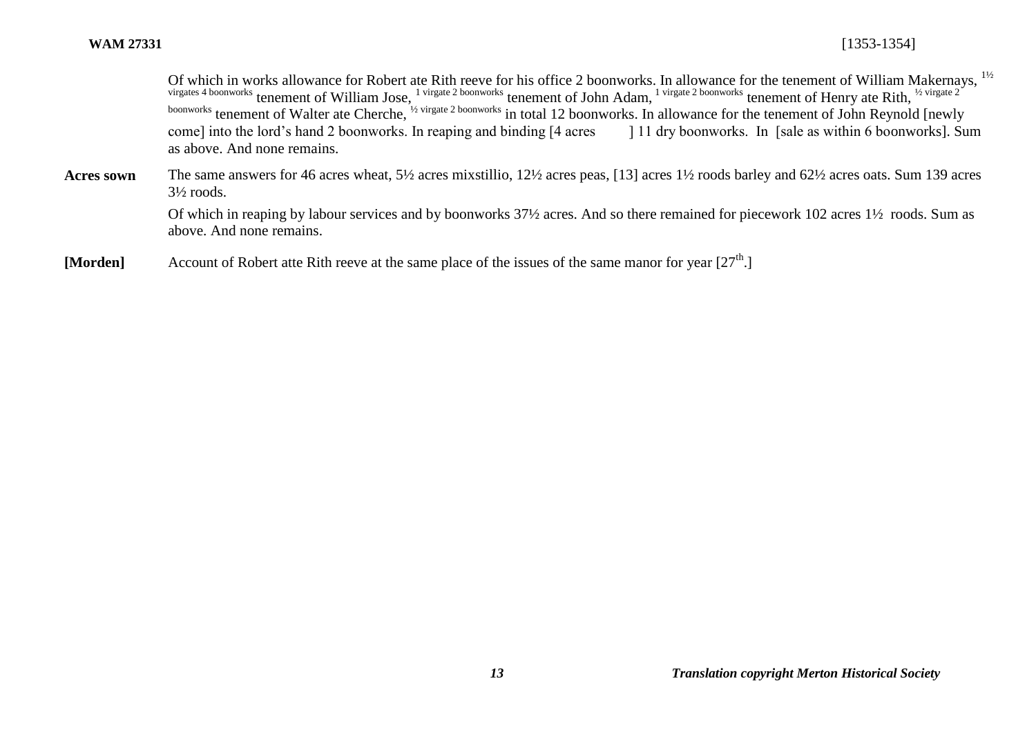Of which in works allowance for Robert ate Rith reeve for his office 2 boonworks. In allowance for the tenement of William Makernays, [1½ virgates 4 boonworks] tenement of William Jose, [1 virgate 2 boonworks] tenement of John Adam, [1 virgate 2 boonworks] tenement of Henry ate Rith, [½ virgate 2 boonworks] tenement of Walter ate Cherche, [½ virgate 2 boonworks] in total 12 boonworks. In allowance for the tenement of John Reynold [newly come] into the lord's hand 2 boonworks. In reaping and binding [4 acres ] 11 dry boonworks. In [sale as within 6 boonworks]. Sum as above. And none remains.

**Acres sown** The same answers for 46 acres wheat, 5½ acres mixstillio, 12½ acres peas, [13] acres 1½ roods barley and 62½ acres oats. Sum 139 acres 3½ roods.

Of which in reaping by labour services and by boonworks 37½ acres. And so there remained for piecework 102 acres 1½ roods. Sum as above. And none remains.

**[Morden]** Account of Robert atte Rith reeve at the same place of the issues of the same manor for year [27th.]